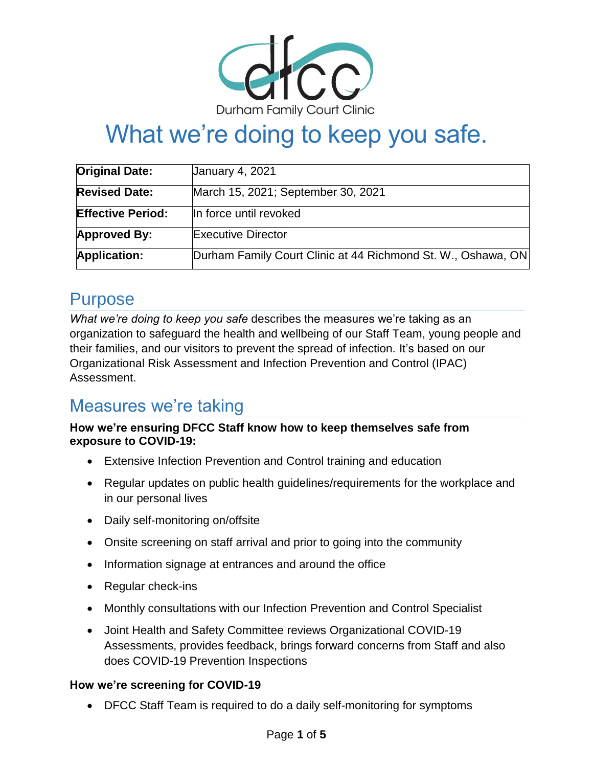Durham Family Court Clinic

# What we're doing to keep you safe.

| | |
|---|---|
| **Original Date:** | January 4, 2021 |
| **Revised Date:** | March 15, 2021; September 30, 2021 |
| **Effective Period:** | In force until revoked |
| **Approved By:** | Executive Director |
| **Application:** | Durham Family Court Clinic at 44 Richmond St. W., Oshawa, ON |

## Purpose

*What we're doing to keep you safe* describes the measures we're taking as an organization to safeguard the health and wellbeing of our Staff Team, young people and their families, and our visitors to prevent the spread of infection. It's based on our Organizational Risk Assessment and Infection Prevention and Control (IPAC) Assessment.

## Measures we're taking

**How we're ensuring DFCC Staff know how to keep themselves safe from exposure to COVID-19:**

- Extensive Infection Prevention and Control training and education
- Regular updates on public health guidelines/requirements for the workplace and in our personal lives
- Daily self-monitoring on/offsite
- Onsite screening on staff arrival and prior to going into the community
- Information signage at entrances and around the office
- Regular check-ins
- Monthly consultations with our Infection Prevention and Control Specialist
- Joint Health and Safety Committee reviews Organizational COVID-19 Assessments, provides feedback, brings forward concerns from Staff and also does COVID-19 Prevention Inspections

**How we're screening for COVID-19**

- DFCC Staff Team is required to do a daily self-monitoring for symptoms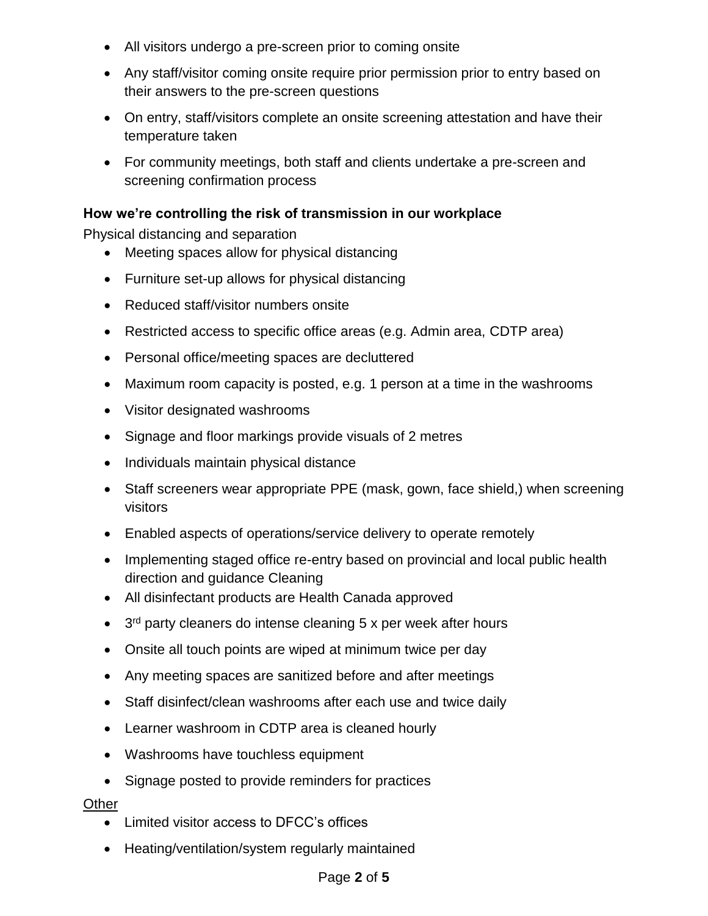- All visitors undergo a pre-screen prior to coming onsite
- Any staff/visitor coming onsite require prior permission prior to entry based on their answers to the pre-screen questions
- On entry, staff/visitors complete an onsite screening attestation and have their temperature taken
- For community meetings, both staff and clients undertake a pre-screen and screening confirmation process

**How we're controlling the risk of transmission in our workplace**

Physical distancing and separation

- Meeting spaces allow for physical distancing
- Furniture set-up allows for physical distancing
- Reduced staff/visitor numbers onsite
- Restricted access to specific office areas (e.g. Admin area, CDTP area)
- Personal office/meeting spaces are decluttered
- Maximum room capacity is posted, e.g. 1 person at a time in the washrooms
- Visitor designated washrooms
- Signage and floor markings provide visuals of 2 metres
- Individuals maintain physical distance
- Staff screeners wear appropriate PPE (mask, gown, face shield,) when screening visitors
- Enabled aspects of operations/service delivery to operate remotely
- Implementing staged office re-entry based on provincial and local public health direction and guidance Cleaning
- All disinfectant products are Health Canada approved
- 3rd party cleaners do intense cleaning 5 x per week after hours
- Onsite all touch points are wiped at minimum twice per day
- Any meeting spaces are sanitized before and after meetings
- Staff disinfect/clean washrooms after each use and twice daily
- Learner washroom in CDTP area is cleaned hourly
- Washrooms have touchless equipment
- Signage posted to provide reminders for practices

<u>Other</u>

- Limited visitor access to DFCC's offices
- Heating/ventilation/system regularly maintained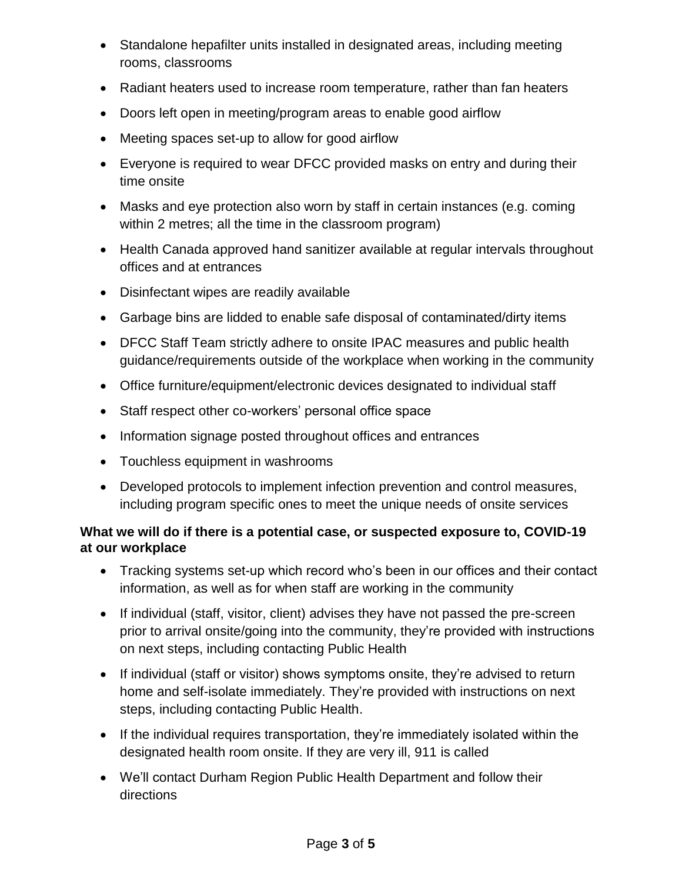- Standalone hepafilter units installed in designated areas, including meeting rooms, classrooms
- Radiant heaters used to increase room temperature, rather than fan heaters
- Doors left open in meeting/program areas to enable good airflow
- Meeting spaces set-up to allow for good airflow
- Everyone is required to wear DFCC provided masks on entry and during their time onsite
- Masks and eye protection also worn by staff in certain instances (e.g. coming within 2 metres; all the time in the classroom program)
- Health Canada approved hand sanitizer available at regular intervals throughout offices and at entrances
- Disinfectant wipes are readily available
- Garbage bins are lidded to enable safe disposal of contaminated/dirty items
- DFCC Staff Team strictly adhere to onsite IPAC measures and public health guidance/requirements outside of the workplace when working in the community
- Office furniture/equipment/electronic devices designated to individual staff
- Staff respect other co-workers' personal office space
- Information signage posted throughout offices and entrances
- Touchless equipment in washrooms
- Developed protocols to implement infection prevention and control measures, including program specific ones to meet the unique needs of onsite services

**What we will do if there is a potential case, or suspected exposure to, COVID-19 at our workplace**

- Tracking systems set-up which record who's been in our offices and their contact information, as well as for when staff are working in the community
- If individual (staff, visitor, client) advises they have not passed the pre-screen prior to arrival onsite/going into the community, they're provided with instructions on next steps, including contacting Public Health
- If individual (staff or visitor) shows symptoms onsite, they're advised to return home and self-isolate immediately. They're provided with instructions on next steps, including contacting Public Health.
- If the individual requires transportation, they're immediately isolated within the designated health room onsite. If they are very ill, 911 is called
- We'll contact Durham Region Public Health Department and follow their directions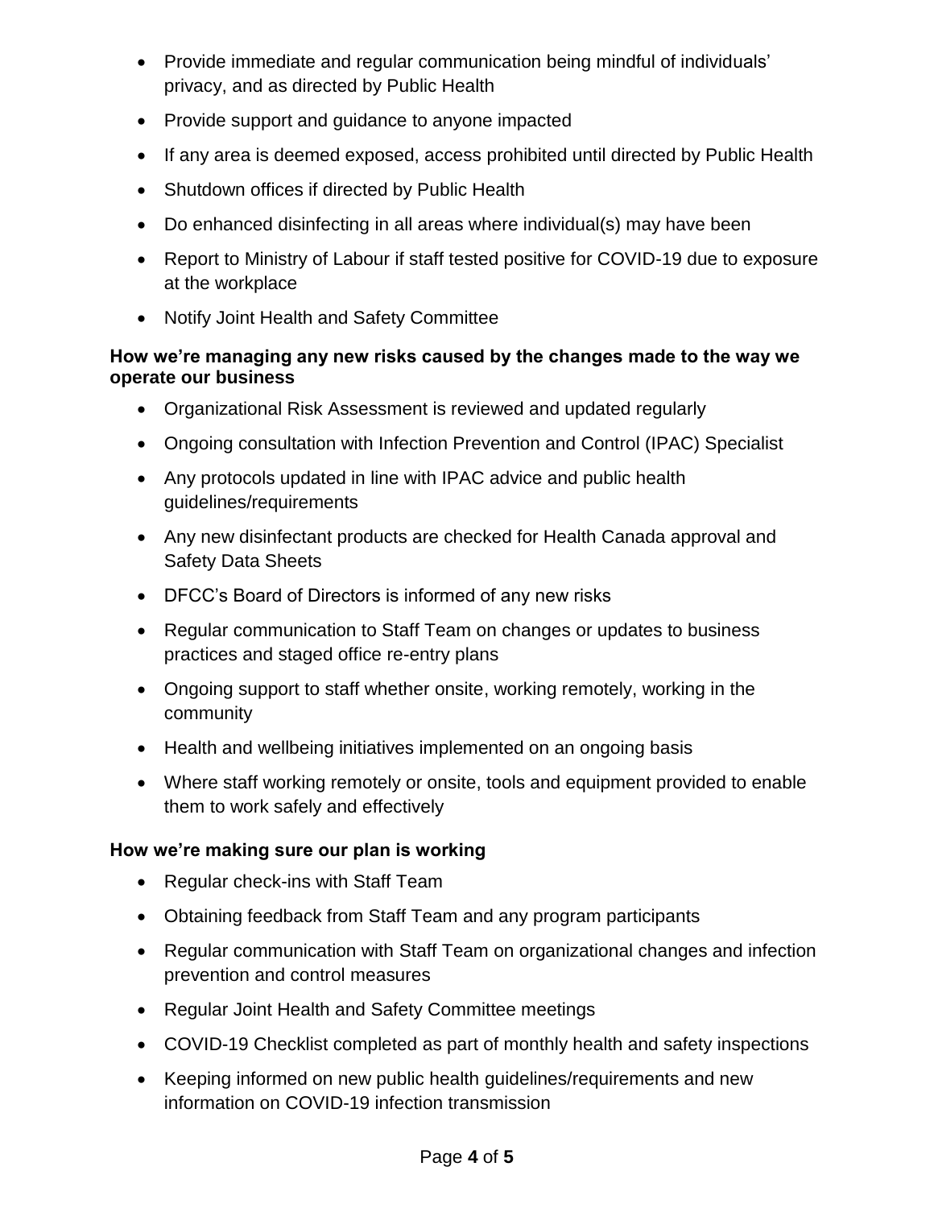- Provide immediate and regular communication being mindful of individuals' privacy, and as directed by Public Health
- Provide support and guidance to anyone impacted
- If any area is deemed exposed, access prohibited until directed by Public Health
- Shutdown offices if directed by Public Health
- Do enhanced disinfecting in all areas where individual(s) may have been
- Report to Ministry of Labour if staff tested positive for COVID-19 due to exposure at the workplace
- Notify Joint Health and Safety Committee

**How we're managing any new risks caused by the changes made to the way we operate our business**

- Organizational Risk Assessment is reviewed and updated regularly
- Ongoing consultation with Infection Prevention and Control (IPAC) Specialist
- Any protocols updated in line with IPAC advice and public health guidelines/requirements
- Any new disinfectant products are checked for Health Canada approval and Safety Data Sheets
- DFCC's Board of Directors is informed of any new risks
- Regular communication to Staff Team on changes or updates to business practices and staged office re-entry plans
- Ongoing support to staff whether onsite, working remotely, working in the community
- Health and wellbeing initiatives implemented on an ongoing basis
- Where staff working remotely or onsite, tools and equipment provided to enable them to work safely and effectively

**How we're making sure our plan is working**

- Regular check-ins with Staff Team
- Obtaining feedback from Staff Team and any program participants
- Regular communication with Staff Team on organizational changes and infection prevention and control measures
- Regular Joint Health and Safety Committee meetings
- COVID-19 Checklist completed as part of monthly health and safety inspections
- Keeping informed on new public health guidelines/requirements and new information on COVID-19 infection transmission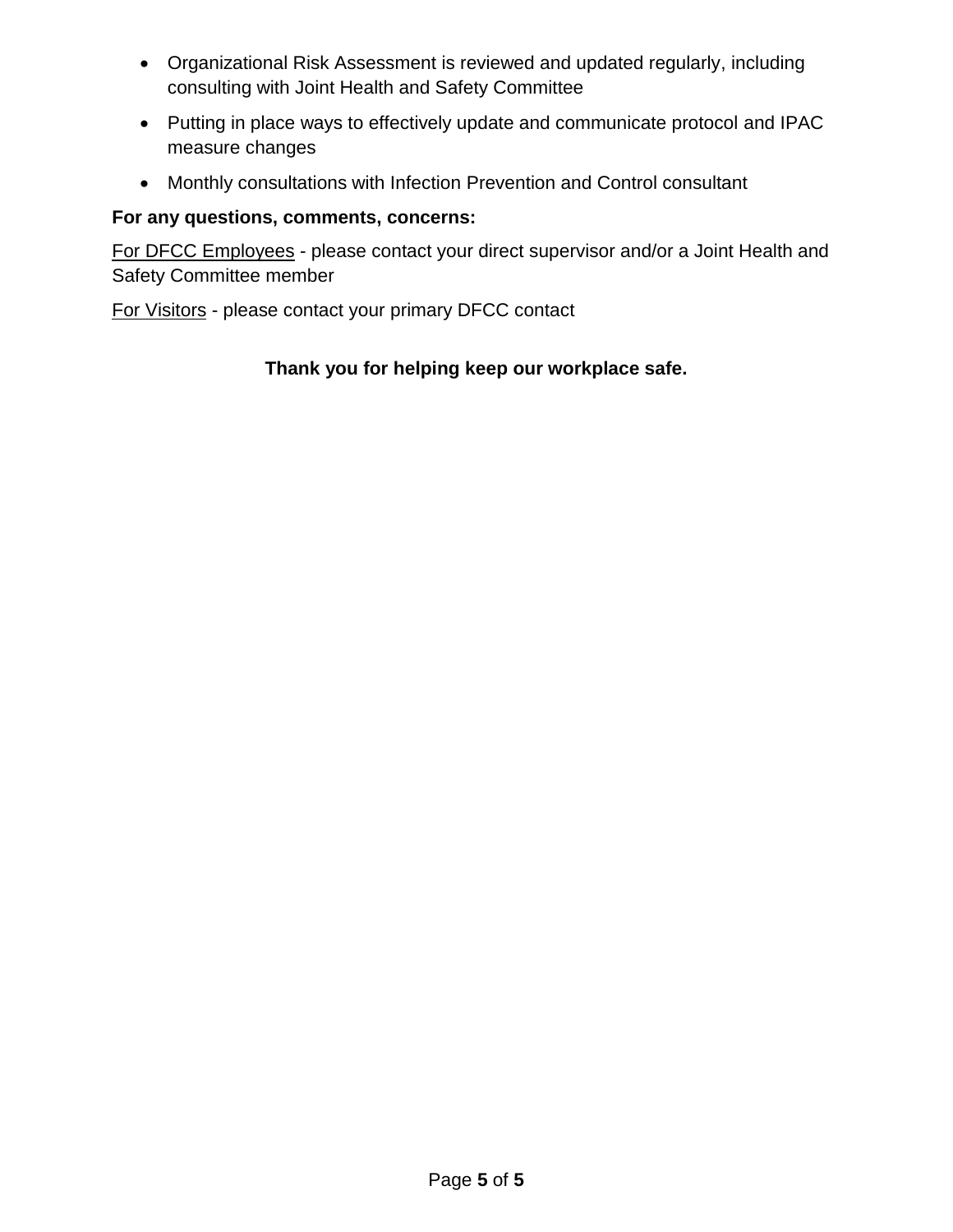- Organizational Risk Assessment is reviewed and updated regularly, including consulting with Joint Health and Safety Committee
- Putting in place ways to effectively update and communicate protocol and IPAC measure changes
- Monthly consultations with Infection Prevention and Control consultant

**For any questions, comments, concerns:**

For DFCC Employees - please contact your direct supervisor and/or a Joint Health and Safety Committee member

For Visitors - please contact your primary DFCC contact

**Thank you for helping keep our workplace safe.**